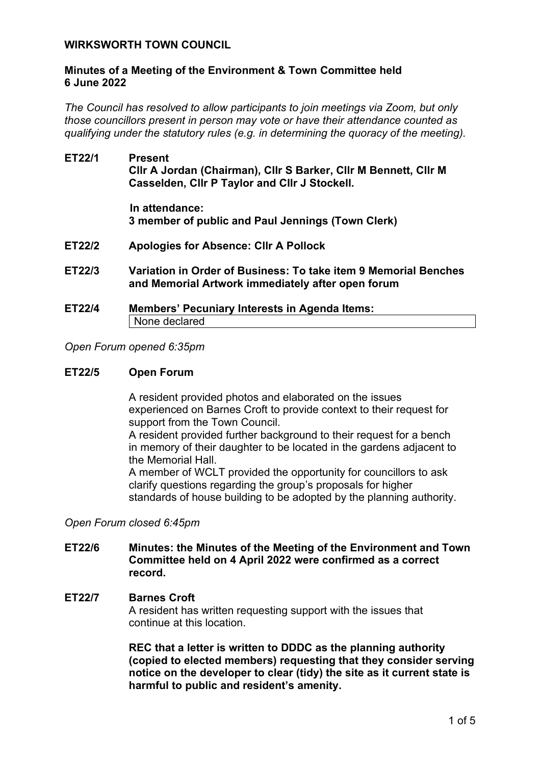**WIRKSWORTH TOWN COUNCIL**

**Minutes of a Meeting of the Environment & Town Committee held 6 June 2022**

*The Council has resolved to allow participants to join meetings via Zoom, but only those councillors present in person may vote or have their attendance counted as qualifying under the statutory rules (e.g. in determining the quoracy of the meeting).*

**ET22/1 Present**
**Cllr A Jordan (Chairman), Cllr S Barker, Cllr M Bennett, Cllr M Casselden, Cllr P Taylor and Cllr J Stockell.**

**In attendance:**
**3 member of public and Paul Jennings (Town Clerk)**

**ET22/2 Apologies for Absence: Cllr A Pollock**

**ET22/3 Variation in Order of Business: To take item 9 Memorial Benches and Memorial Artwork immediately after open forum**

**ET22/4 Members' Pecuniary Interests in Agenda Items:**
None declared

*Open Forum opened 6:35pm*

**ET22/5 Open Forum**

A resident provided photos and elaborated on the issues experienced on Barnes Croft to provide context to their request for support from the Town Council.
A resident provided further background to their request for a bench in memory of their daughter to be located in the gardens adjacent to the Memorial Hall.
A member of WCLT provided the opportunity for councillors to ask clarify questions regarding the group's proposals for higher standards of house building to be adopted by the planning authority.

*Open Forum closed 6:45pm*

**ET22/6 Minutes: the Minutes of the Meeting of the Environment and Town Committee held on 4 April 2022 were confirmed as a correct record.**

**ET22/7 Barnes Croft**
A resident has written requesting support with the issues that continue at this location.

**REC that a letter is written to DDDC as the planning authority (copied to elected members) requesting that they consider serving notice on the developer to clear (tidy) the site as it current state is harmful to public and resident's amenity.**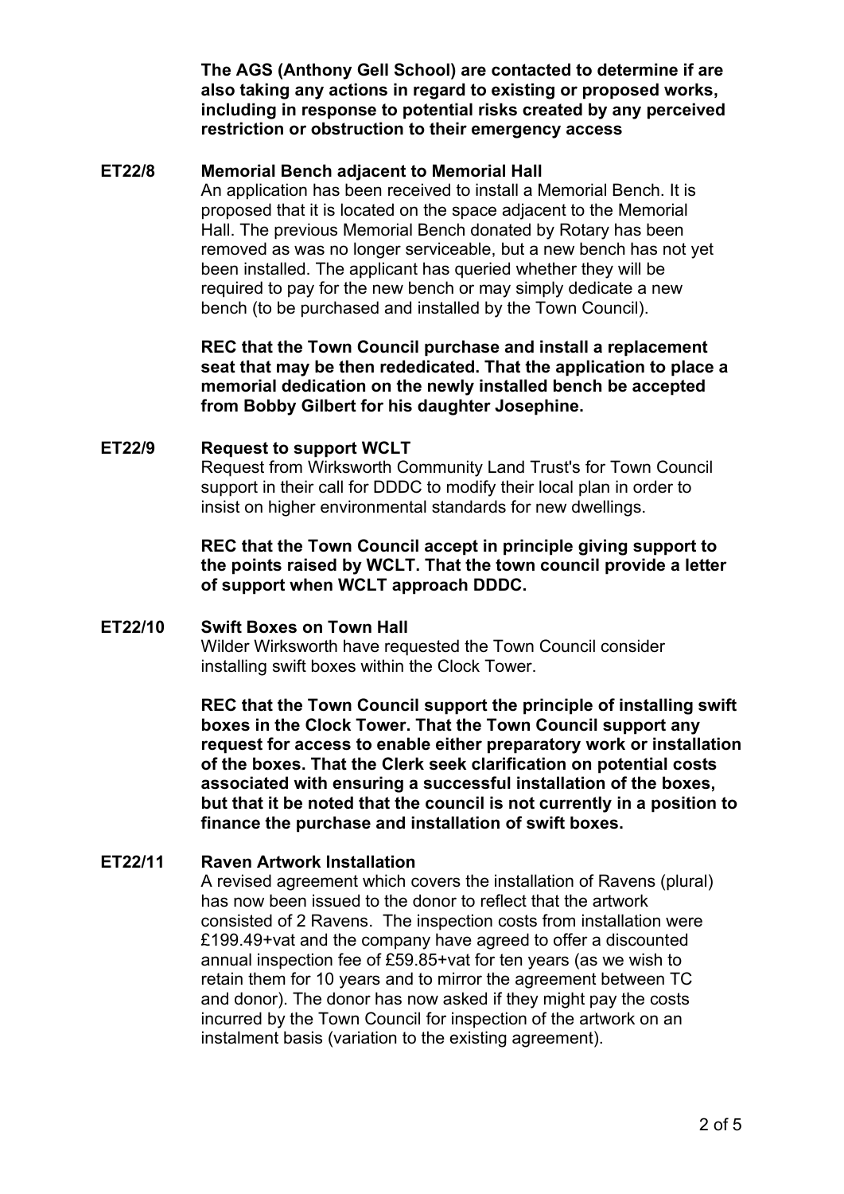**The AGS (Anthony Gell School) are contacted to determine if are also taking any actions in regard to existing or proposed works, including in response to potential risks created by any perceived restriction or obstruction to their emergency access**

**ET22/8 Memorial Bench adjacent to Memorial Hall**

An application has been received to install a Memorial Bench. It is proposed that it is located on the space adjacent to the Memorial Hall. The previous Memorial Bench donated by Rotary has been removed as was no longer serviceable, but a new bench has not yet been installed. The applicant has queried whether they will be required to pay for the new bench or may simply dedicate a new bench (to be purchased and installed by the Town Council).

**REC that the Town Council purchase and install a replacement seat that may be then rededicated. That the application to place a memorial dedication on the newly installed bench be accepted from Bobby Gilbert for his daughter Josephine.**

**ET22/9 Request to support WCLT**

Request from Wirksworth Community Land Trust's for Town Council support in their call for DDDC to modify their local plan in order to insist on higher environmental standards for new dwellings.

**REC that the Town Council accept in principle giving support to the points raised by WCLT. That the town council provide a letter of support when WCLT approach DDDC.**

**ET22/10 Swift Boxes on Town Hall**

Wilder Wirksworth have requested the Town Council consider installing swift boxes within the Clock Tower.

**REC that the Town Council support the principle of installing swift boxes in the Clock Tower. That the Town Council support any request for access to enable either preparatory work or installation of the boxes. That the Clerk seek clarification on potential costs associated with ensuring a successful installation of the boxes, but that it be noted that the council is not currently in a position to finance the purchase and installation of swift boxes.**

**ET22/11 Raven Artwork Installation**

A revised agreement which covers the installation of Ravens (plural) has now been issued to the donor to reflect that the artwork consisted of 2 Ravens. The inspection costs from installation were £199.49+vat and the company have agreed to offer a discounted annual inspection fee of £59.85+vat for ten years (as we wish to retain them for 10 years and to mirror the agreement between TC and donor). The donor has now asked if they might pay the costs incurred by the Town Council for inspection of the artwork on an instalment basis (variation to the existing agreement).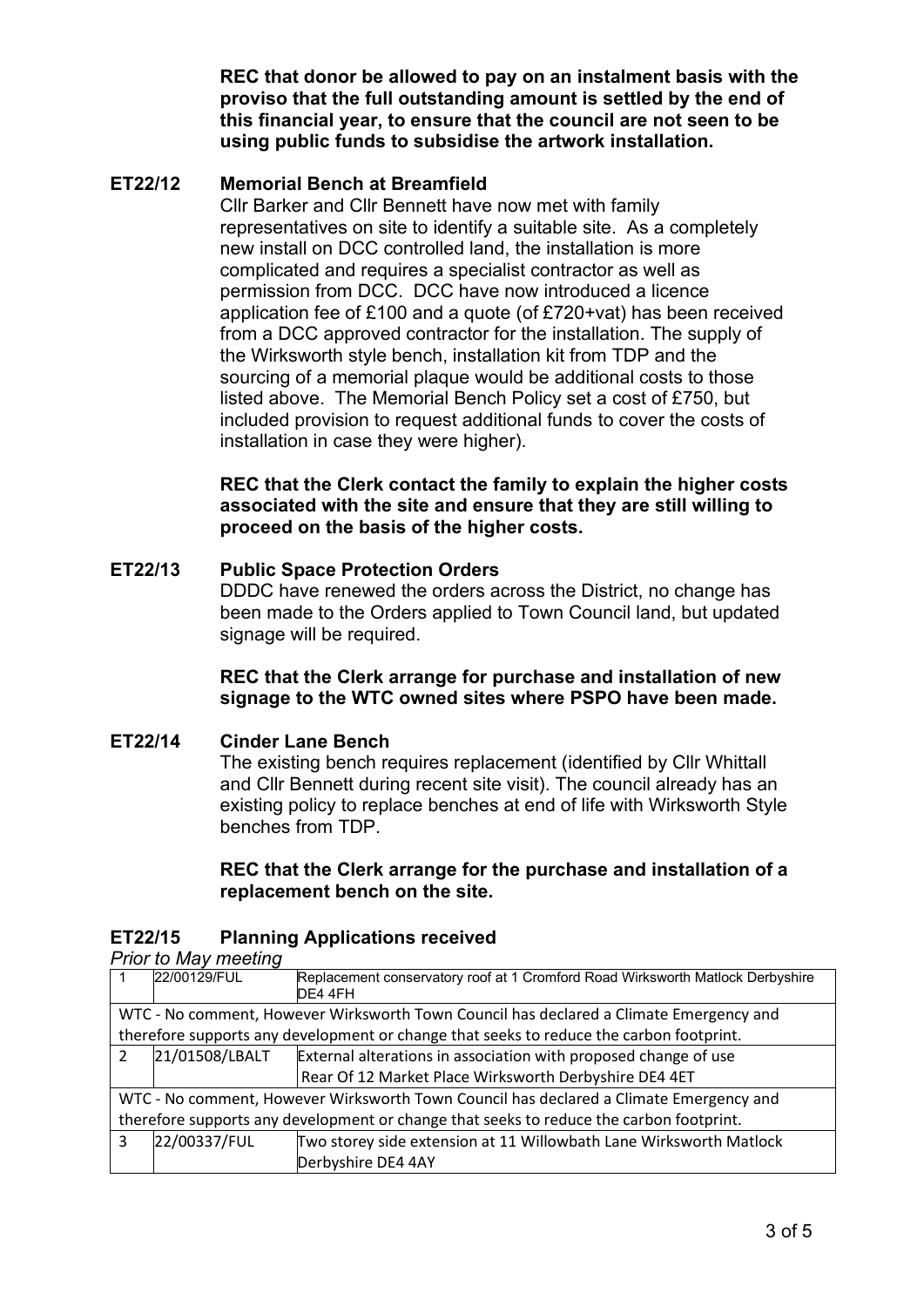**REC that donor be allowed to pay on an instalment basis with the proviso that the full outstanding amount is settled by the end of this financial year, to ensure that the council are not seen to be using public funds to subsidise the artwork installation.**

## ET22/12 Memorial Bench at Breamfield

Cllr Barker and Cllr Bennett have now met with family representatives on site to identify a suitable site. As a completely new install on DCC controlled land, the installation is more complicated and requires a specialist contractor as well as permission from DCC. DCC have now introduced a licence application fee of £100 and a quote (of £720+vat) has been received from a DCC approved contractor for the installation. The supply of the Wirksworth style bench, installation kit from TDP and the sourcing of a memorial plaque would be additional costs to those listed above. The Memorial Bench Policy set a cost of £750, but included provision to request additional funds to cover the costs of installation in case they were higher).

**REC that the Clerk contact the family to explain the higher costs associated with the site and ensure that they are still willing to proceed on the basis of the higher costs.**

## ET22/13 Public Space Protection Orders

DDDC have renewed the orders across the District, no change has been made to the Orders applied to Town Council land, but updated signage will be required.

**REC that the Clerk arrange for purchase and installation of new signage to the WTC owned sites where PSPO have been made.**

## ET22/14 Cinder Lane Bench

The existing bench requires replacement (identified by Cllr Whittall and Cllr Bennett during recent site visit). The council already has an existing policy to replace benches at end of life with Wirksworth Style benches from TDP.

**REC that the Clerk arrange for the purchase and installation of a replacement bench on the site.**

## ET22/15 Planning Applications received

*Prior to May meeting*

| | | |
|---|---|---|
| 1 | 22/00129/FUL | Replacement conservatory roof at 1 Cromford Road Wirksworth Matlock Derbyshire DE4 4FH |
| WTC - No comment, However Wirksworth Town Council has declared a Climate Emergency and therefore supports any development or change that seeks to reduce the carbon footprint. | | |
| 2 | 21/01508/LBALT | External alterations in association with proposed change of use Rear Of 12 Market Place Wirksworth Derbyshire DE4 4ET |
| WTC - No comment, However Wirksworth Town Council has declared a Climate Emergency and therefore supports any development or change that seeks to reduce the carbon footprint. | | |
| 3 | 22/00337/FUL | Two storey side extension at 11 Willowbath Lane Wirksworth Matlock Derbyshire DE4 4AY |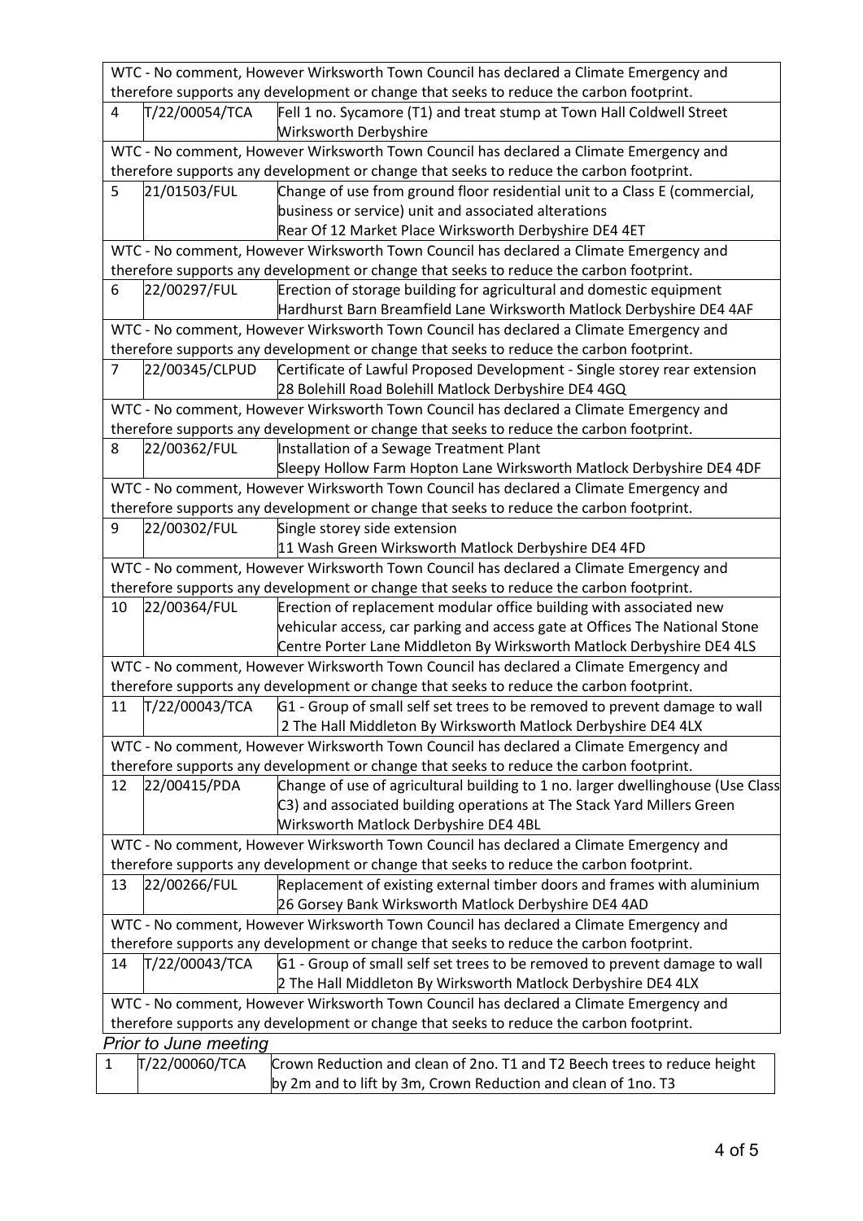| | | |
|---|---|---|
| WTC - No comment, However Wirksworth Town Council has declared a Climate Emergency and therefore supports any development or change that seeks to reduce the carbon footprint. | | |
| 4 | T/22/00054/TCA | Fell 1 no. Sycamore (T1) and treat stump at Town Hall Coldwell Street Wirksworth Derbyshire |
| WTC - No comment, However Wirksworth Town Council has declared a Climate Emergency and therefore supports any development or change that seeks to reduce the carbon footprint. | | |
| 5 | 21/01503/FUL | Change of use from ground floor residential unit to a Class E (commercial, business or service) unit and associated alterations Rear Of 12 Market Place Wirksworth Derbyshire DE4 4ET |
| WTC - No comment, However Wirksworth Town Council has declared a Climate Emergency and therefore supports any development or change that seeks to reduce the carbon footprint. | | |
| 6 | 22/00297/FUL | Erection of storage building for agricultural and domestic equipment Hardhurst Barn Breamfield Lane Wirksworth Matlock Derbyshire DE4 4AF |
| WTC - No comment, However Wirksworth Town Council has declared a Climate Emergency and therefore supports any development or change that seeks to reduce the carbon footprint. | | |
| 7 | 22/00345/CLPUD | Certificate of Lawful Proposed Development - Single storey rear extension 28 Bolehill Road Bolehill Matlock Derbyshire DE4 4GQ |
| WTC - No comment, However Wirksworth Town Council has declared a Climate Emergency and therefore supports any development or change that seeks to reduce the carbon footprint. | | |
| 8 | 22/00362/FUL | Installation of a Sewage Treatment Plant Sleepy Hollow Farm Hopton Lane Wirksworth Matlock Derbyshire DE4 4DF |
| WTC - No comment, However Wirksworth Town Council has declared a Climate Emergency and therefore supports any development or change that seeks to reduce the carbon footprint. | | |
| 9 | 22/00302/FUL | Single storey side extension 11 Wash Green Wirksworth Matlock Derbyshire DE4 4FD |
| WTC - No comment, However Wirksworth Town Council has declared a Climate Emergency and therefore supports any development or change that seeks to reduce the carbon footprint. | | |
| 10 | 22/00364/FUL | Erection of replacement modular office building with associated new vehicular access, car parking and access gate at Offices The National Stone Centre Porter Lane Middleton By Wirksworth Matlock Derbyshire DE4 4LS |
| WTC - No comment, However Wirksworth Town Council has declared a Climate Emergency and therefore supports any development or change that seeks to reduce the carbon footprint. | | |
| 11 | T/22/00043/TCA | G1 - Group of small self set trees to be removed to prevent damage to wall 2 The Hall Middleton By Wirksworth Matlock Derbyshire DE4 4LX |
| WTC - No comment, However Wirksworth Town Council has declared a Climate Emergency and therefore supports any development or change that seeks to reduce the carbon footprint. | | |
| 12 | 22/00415/PDA | Change of use of agricultural building to 1 no. larger dwellinghouse (Use Class C3) and associated building operations at The Stack Yard Millers Green Wirksworth Matlock Derbyshire DE4 4BL |
| WTC - No comment, However Wirksworth Town Council has declared a Climate Emergency and therefore supports any development or change that seeks to reduce the carbon footprint. | | |
| 13 | 22/00266/FUL | Replacement of existing external timber doors and frames with aluminium 26 Gorsey Bank Wirksworth Matlock Derbyshire DE4 4AD |
| WTC - No comment, However Wirksworth Town Council has declared a Climate Emergency and therefore supports any development or change that seeks to reduce the carbon footprint. | | |
| 14 | T/22/00043/TCA | G1 - Group of small self set trees to be removed to prevent damage to wall 2 The Hall Middleton By Wirksworth Matlock Derbyshire DE4 4LX |
| WTC - No comment, However Wirksworth Town Council has declared a Climate Emergency and therefore supports any development or change that seeks to reduce the carbon footprint. | | |

*Prior to June meeting*

| | | |
|---|---|---|
| 1 | T/22/00060/TCA | Crown Reduction and clean of 2no. T1 and T2 Beech trees to reduce height by 2m and to lift by 3m, Crown Reduction and clean of 1no. T3 |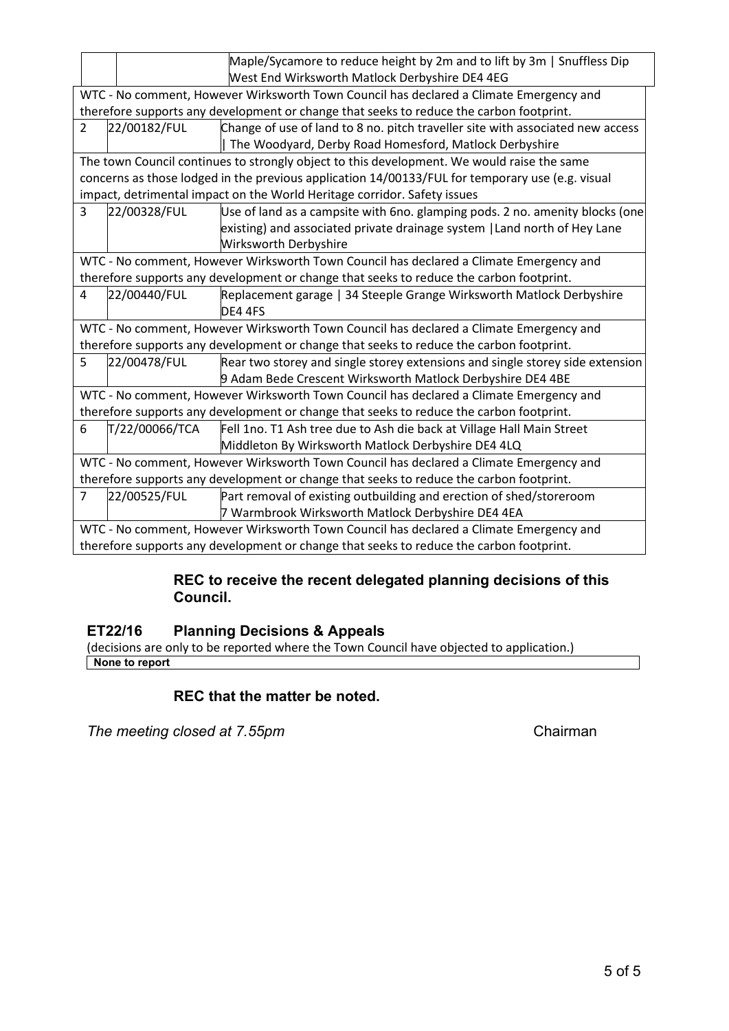| | | |
|---|---|---|
| | | Maple/Sycamore to reduce height by 2m and to lift by 3m \| Snuffless Dip West End Wirksworth Matlock Derbyshire DE4 4EG |
| WTC - No comment, However Wirksworth Town Council has declared a Climate Emergency and therefore supports any development or change that seeks to reduce the carbon footprint. | | |
| 2 | 22/00182/FUL | Change of use of land to 8 no. pitch traveller site with associated new access \| The Woodyard, Derby Road Homesford, Matlock Derbyshire |
| The town Council continues to strongly object to this development. We would raise the same concerns as those lodged in the previous application 14/00133/FUL for temporary use (e.g. visual impact, detrimental impact on the World Heritage corridor. Safety issues | | |
| 3 | 22/00328/FUL | Use of land as a campsite with 6no. glamping pods. 2 no. amenity blocks (one existing) and associated private drainage system \|Land north of Hey Lane Wirksworth Derbyshire |
| WTC - No comment, However Wirksworth Town Council has declared a Climate Emergency and therefore supports any development or change that seeks to reduce the carbon footprint. | | |
| 4 | 22/00440/FUL | Replacement garage \| 34 Steeple Grange Wirksworth Matlock Derbyshire DE4 4FS |
| WTC - No comment, However Wirksworth Town Council has declared a Climate Emergency and therefore supports any development or change that seeks to reduce the carbon footprint. | | |
| 5 | 22/00478/FUL | Rear two storey and single storey extensions and single storey side extension 9 Adam Bede Crescent Wirksworth Matlock Derbyshire DE4 4BE |
| WTC - No comment, However Wirksworth Town Council has declared a Climate Emergency and therefore supports any development or change that seeks to reduce the carbon footprint. | | |
| 6 | T/22/00066/TCA | Fell 1no. T1 Ash tree due to Ash die back at Village Hall Main Street Middleton By Wirksworth Matlock Derbyshire DE4 4LQ |
| WTC - No comment, However Wirksworth Town Council has declared a Climate Emergency and therefore supports any development or change that seeks to reduce the carbon footprint. | | |
| 7 | 22/00525/FUL | Part removal of existing outbuilding and erection of shed/storeroom 7 Warmbrook Wirksworth Matlock Derbyshire DE4 4EA |
| WTC - No comment, However Wirksworth Town Council has declared a Climate Emergency and therefore supports any development or change that seeks to reduce the carbon footprint. | | |

**REC to receive the recent delegated planning decisions of this Council.**

## ET22/16 Planning Decisions & Appeals

(decisions are only to be reported where the Town Council have objected to application.)

| |
|---|
| **None to report** |

**REC that the matter be noted.**

*The meeting closed at 7.55pm* Chairman